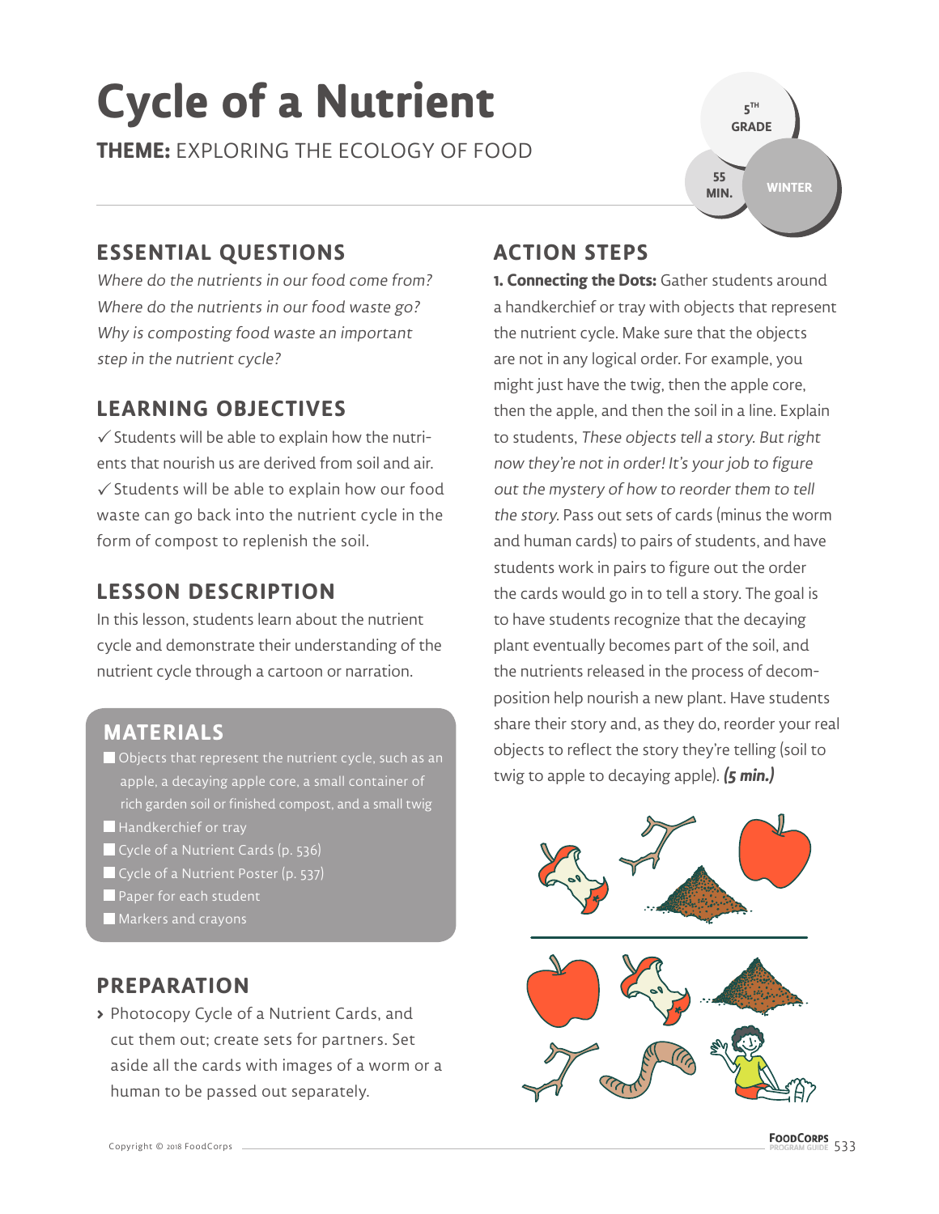# Cycle of a Nutrient

**THEME:** EXPLORING THE ECOLOGY OF FOOD

5TH GRADE | 55 MIN. | WINTER

## ESSENTIAL QUESTIONS

*Where do the nutrients in our food come from?*
*Where do the nutrients in our food waste go?*
*Why is composting food waste an important step in the nutrient cycle?*

## LEARNING OBJECTIVES

✓ Students will be able to explain how the nutrients that nourish us are derived from soil and air.

✓ Students will be able to explain how our food waste can go back into the nutrient cycle in the form of compost to replenish the soil.

## LESSON DESCRIPTION

In this lesson, students learn about the nutrient cycle and demonstrate their understanding of the nutrient cycle through a cartoon or narration.

## MATERIALS

- Objects that represent the nutrient cycle, such as an apple, a decaying apple core, a small container of rich garden soil or finished compost, and a small twig
- Handkerchief or tray
- Cycle of a Nutrient Cards (p. 536)
- Cycle of a Nutrient Poster (p. 537)
- Paper for each student
- Markers and crayons

## PREPARATION

› Photocopy Cycle of a Nutrient Cards, and cut them out; create sets for partners. Set aside all the cards with images of a worm or a human to be passed out separately.

## ACTION STEPS

**1. Connecting the Dots:** Gather students around a handkerchief or tray with objects that represent the nutrient cycle. Make sure that the objects are not in any logical order. For example, you might just have the twig, then the apple core, then the apple, and then the soil in a line. Explain to students, *These objects tell a story. But right now they're not in order! It's your job to figure out the mystery of how to reorder them to tell the story.* Pass out sets of cards (minus the worm and human cards) to pairs of students, and have students work in pairs to figure out the order the cards would go in to tell a story. The goal is to have students recognize that the decaying plant eventually becomes part of the soil, and the nutrients released in the process of decomposition help nourish a new plant. Have students share their story and, as they do, reorder your real objects to reflect the story they're telling (soil to twig to apple to decaying apple). ***(5 min.)***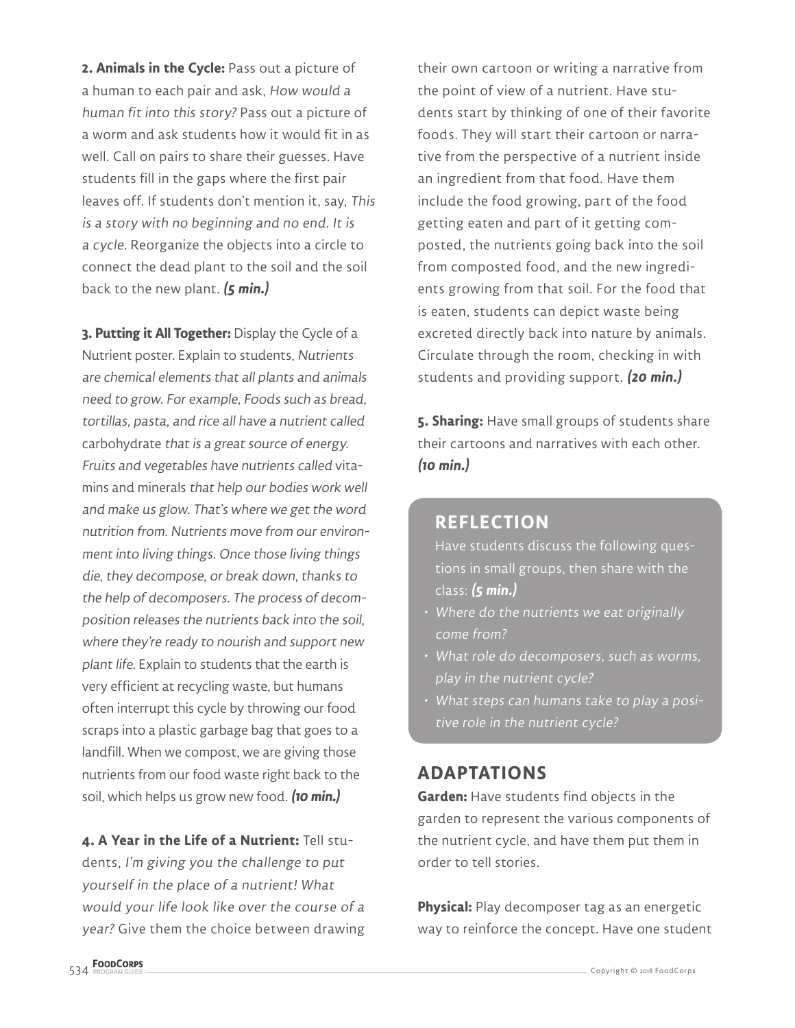**2. Animals in the Cycle:** Pass out a picture of a human to each pair and ask, *How would a human fit into this story?* Pass out a picture of a worm and ask students how it would fit in as well. Call on pairs to share their guesses. Have students fill in the gaps where the first pair leaves off. If students don't mention it, say, *This is a story with no beginning and no end. It is a cycle.* Reorganize the objects into a circle to connect the dead plant to the soil and the soil back to the new plant. ***(5 min.)***

**3. Putting it All Together:** Display the Cycle of a Nutrient poster. Explain to students, *Nutrients are chemical elements that all plants and animals need to grow. For example, Foods such as bread, tortillas, pasta, and rice all have a nutrient called* carbohydrate *that is a great source of energy. Fruits and vegetables have nutrients called* vitamins and minerals *that help our bodies work well and make us glow. That's where we get the word nutrition from. Nutrients move from our environment into living things. Once those living things die, they decompose, or break down, thanks to the help of decomposers. The process of decomposition releases the nutrients back into the soil, where they're ready to nourish and support new plant life.* Explain to students that the earth is very efficient at recycling waste, but humans often interrupt this cycle by throwing our food scraps into a plastic garbage bag that goes to a landfill. When we compost, we are giving those nutrients from our food waste right back to the soil, which helps us grow new food. ***(10 min.)***

**4. A Year in the Life of a Nutrient:** Tell students, *I'm giving you the challenge to put yourself in the place of a nutrient! What would your life look like over the course of a year?* Give them the choice between drawing their own cartoon or writing a narrative from the point of view of a nutrient. Have students start by thinking of one of their favorite foods. They will start their cartoon or narrative from the perspective of a nutrient inside an ingredient from that food. Have them include the food growing, part of the food getting eaten and part of it getting composted, the nutrients going back into the soil from composted food, and the new ingredients growing from that soil. For the food that is eaten, students can depict waste being excreted directly back into nature by animals. Circulate through the room, checking in with students and providing support. ***(20 min.)***

**5. Sharing:** Have small groups of students share their cartoons and narratives with each other. ***(10 min.)***

## REFLECTION

Have students discuss the following questions in small groups, then share with the class: ***(5 min.)***

- *Where do the nutrients we eat originally come from?*
- *What role do decomposers, such as worms, play in the nutrient cycle?*
- *What steps can humans take to play a positive role in the nutrient cycle?*

## ADAPTATIONS

**Garden:** Have students find objects in the garden to represent the various components of the nutrient cycle, and have them put them in order to tell stories.

**Physical:** Play decomposer tag as an energetic way to reinforce the concept. Have one student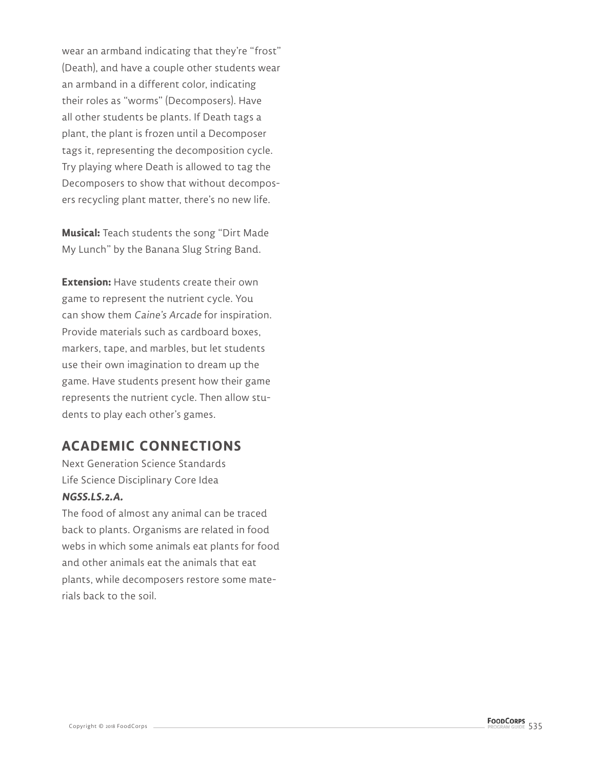wear an armband indicating that they're "frost" (Death), and have a couple other students wear an armband in a different color, indicating their roles as "worms" (Decomposers). Have all other students be plants. If Death tags a plant, the plant is frozen until a Decomposer tags it, representing the decomposition cycle. Try playing where Death is allowed to tag the Decomposers to show that without decomposers recycling plant matter, there's no new life.

**Musical:** Teach students the song "Dirt Made My Lunch" by the Banana Slug String Band.

**Extension:** Have students create their own game to represent the nutrient cycle. You can show them *Caine's Arcade* for inspiration. Provide materials such as cardboard boxes, markers, tape, and marbles, but let students use their own imagination to dream up the game. Have students present how their game represents the nutrient cycle. Then allow students to play each other's games.

## ACADEMIC CONNECTIONS

Next Generation Science Standards
Life Science Disciplinary Core Idea
***NGSS.LS.2.A.***
The food of almost any animal can be traced back to plants. Organisms are related in food webs in which some animals eat plants for food and other animals eat the animals that eat plants, while decomposers restore some materials back to the soil.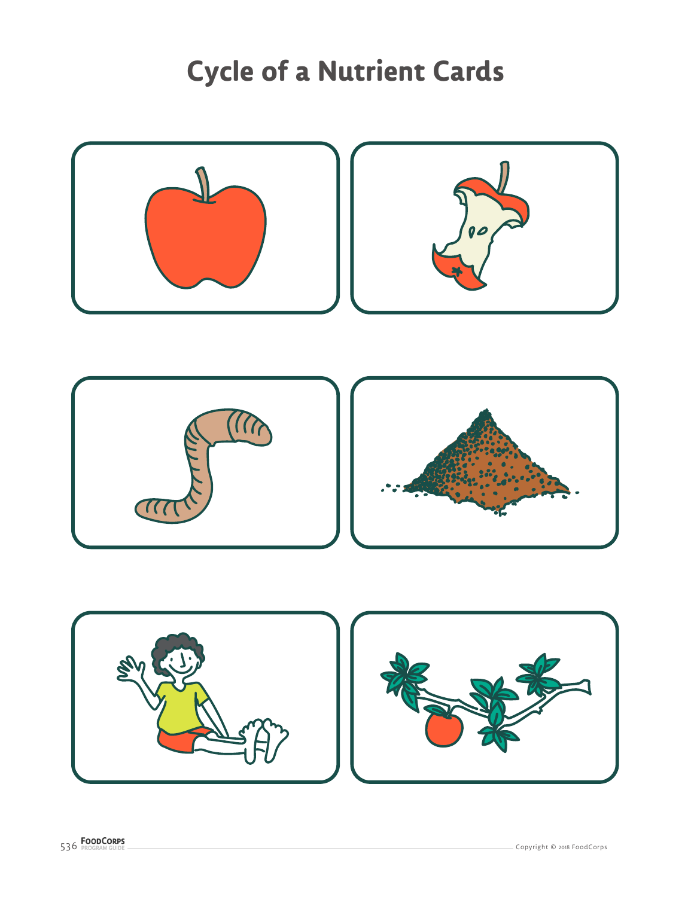# Cycle of a Nutrient Cards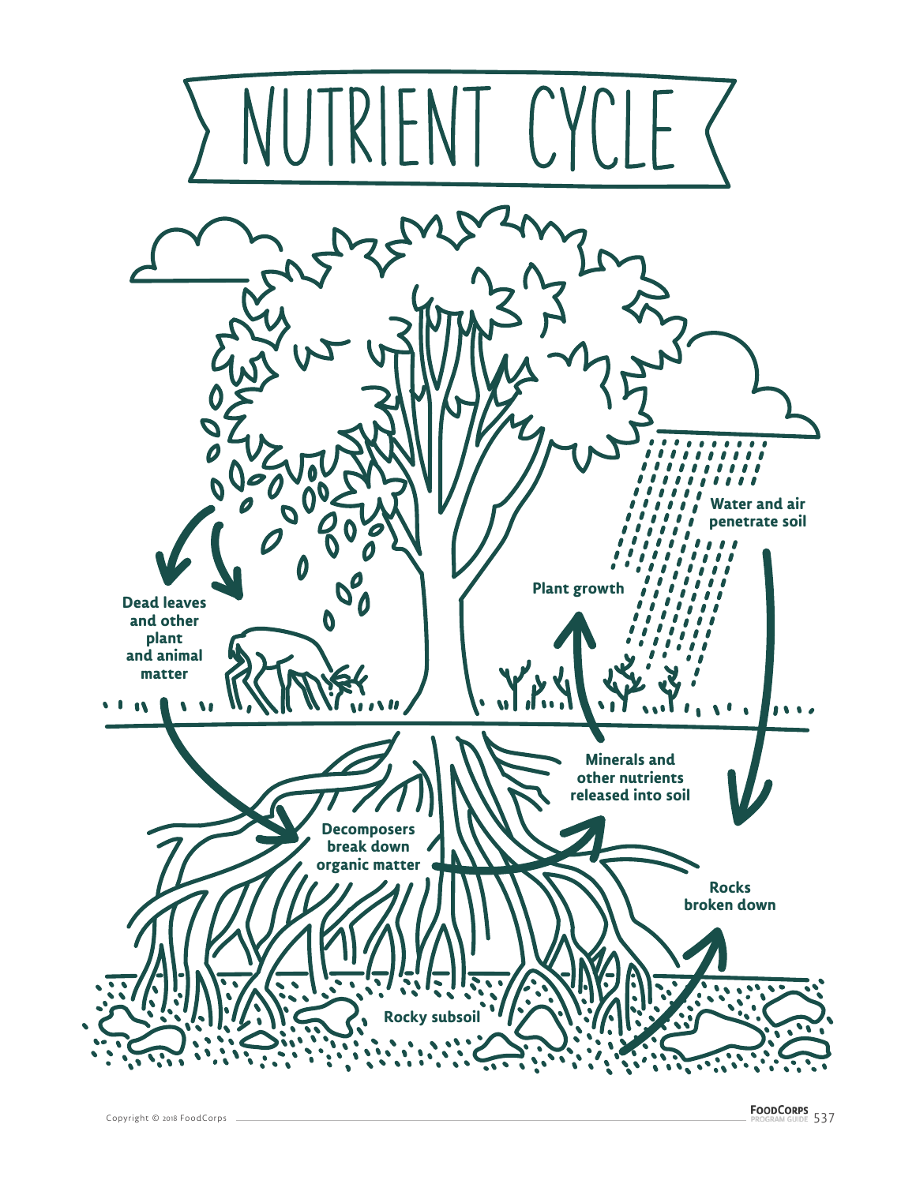# NUTRIENT CYCLE

Dead leaves and other plant and animal matter

Decomposers break down organic matter

Minerals and other nutrients released into soil

Plant growth

Water and air penetrate soil

Rocks broken down

Rocky subsoil

Copyright © 2018 FoodCorps